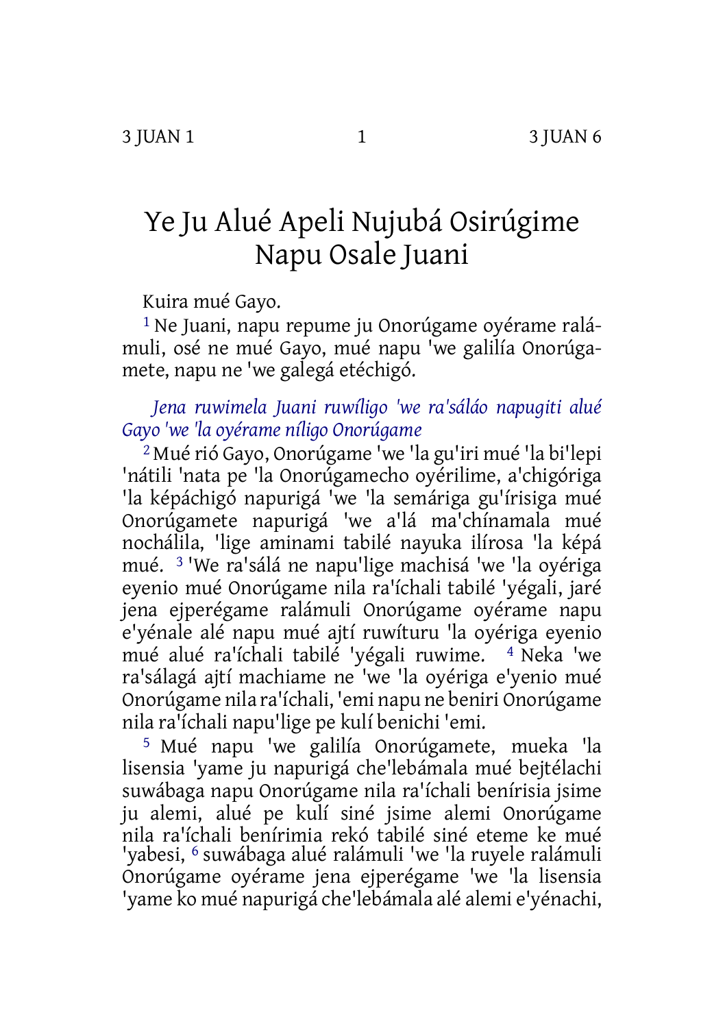# Ye Ju Alué Apeli Nujubá Osirúgime Napu Osale Juani

Kuira mué Gayo.

[1] Ne Juani, napu repume ju Onorúgame oyérame ralámuli, osé ne mué Gayo, mué napu 'we galilía Onorúgamete, napu ne 'we galegá etéchigó.

*Jena ruwimela Juani ruwíligo 'we ra'sáláo napugiti alué Gayo 'we 'la oyérame níligo Onorúgame*

[2] Mué rió Gayo, Onorúgame 'we 'la gu'iri mué 'la bi'lepi 'nátili 'nata pe 'la Onorúgamecho oyérilime, a'chigóriga 'la képáchigó napurigá 'we 'la semáriga gu'írisiga mué Onorúgamete napurigá 'we a'lá ma'chínamala mué nochálila, 'lige aminami tabilé nayuka ilírosa 'la képá mué. [3] 'We ra'sálá ne napu'lige machisá 'we 'la oyériga eyenio mué Onorúgame nila ra'íchali tabilé 'yégali, jaré jena ejperégame ralámuli Onorúgame oyérame napu e'yénale alé napu mué ajtí ruwíturu 'la oyériga eyenio mué alué ra'íchali tabilé 'yégali ruwime. [4] Neka 'we ra'sálagá ajtí machiame ne 'we 'la oyériga e'yenio mué Onorúgame nila ra'íchali, 'emi napu ne beniri Onorúgame nila ra'íchali napu'lige pe kulí benichi 'emi.

[5] Mué napu 'we galilía Onorúgamete, mueka 'la lisensia 'yame ju napurigá che'lebámala mué bejtélachi suwábaga napu Onorúgame nila ra'íchali benírisia jsime ju alemi, alué pe kulí siné jsime alemi Onorúgame nila ra'íchali benírimia rekó tabilé siné eteme ke mué 'yabesi, [6] suwábaga alué ralámuli 'we 'la ruyele ralámuli Onorúgame oyérame jena ejperégame 'we 'la lisensia 'yame ko mué napurigá che'lebámala alé alemi e'yénachi,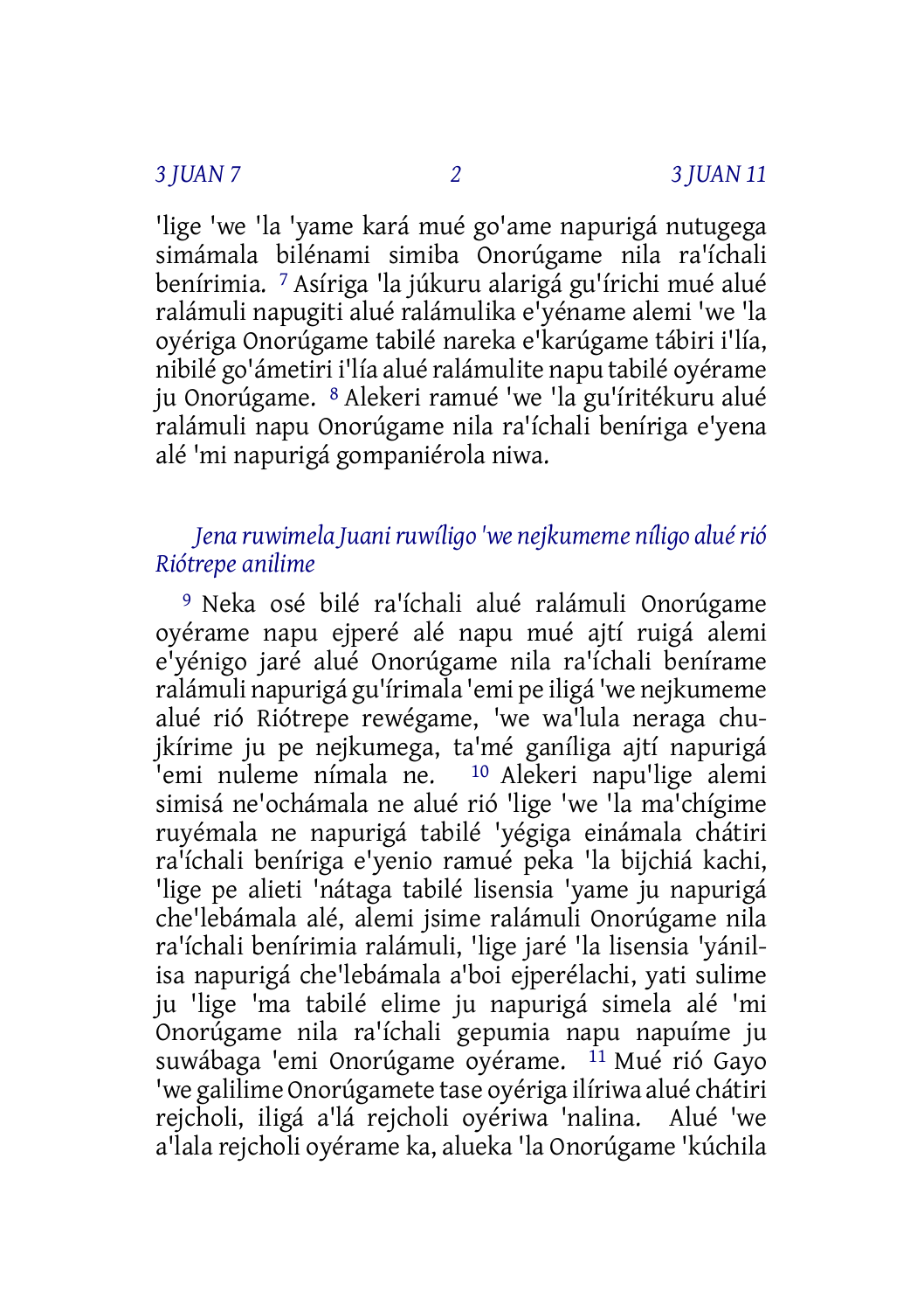'lige 'we 'la 'yame kará mué go'ame napurigá nutugega simámala bilénami simiba Onorúgame nila ra'íchali benírimia. [7] Asíriga 'la júkuru alarigá gu'írichi mué alué ralámuli napugiti alué ralámulika e'yéname alemi 'we 'la oyériga Onorúgame tabilé nareka e'karúgame tábiri i'lía, nibilé go'ámetiri i'lía alué ralámulite napu tabilé oyérame ju Onorúgame. [8] Alekeri ramué 'we 'la gu'íritékuru alué ralámuli napu Onorúgame nila ra'íchali beníriga e'yena alé 'mi napurigá gompaniérola niwa.

### *Jena ruwimela Juani ruwíligo 'we nejkumeme níligo alué rió Riótrepe anilime*

[9] Neka osé bilé ra'íchali alué ralámuli Onorúgame oyérame napu ejperé alé napu mué ajtí ruigá alemi e'yénigo jaré alué Onorúgame nila ra'íchali benírame ralámuli napurigá gu'írimala 'emi pe iligá 'we nejkumeme alué rió Riótrepe rewégame, 'we wa'lula neraga chujkírime ju pe nejkumega, ta'mé ganíliga ajtí napurigá 'emi nuleme nímala ne. [10] Alekeri napu'lige alemi simisá ne'ochámala ne alué rió 'lige 'we 'la ma'chígime ruyémala ne napurigá tabilé 'yégiga einámala chátiri ra'íchali beníriga e'yenio ramué peka 'la bijchiá kachi, 'lige pe alieti 'nátaga tabilé lisensia 'yame ju napurigá che'lebámala alé, alemi jsime ralámuli Onorúgame nila ra'íchali benírimia ralámuli, 'lige jaré 'la lisensia 'yánilisa napurigá che'lebámala a'boi ejperélachi, yati sulime ju 'lige 'ma tabilé elime ju napurigá simela alé 'mi Onorúgame nila ra'íchali gepumia napu napuíme ju suwábaga 'emi Onorúgame oyérame. [11] Mué rió Gayo 'we galilime Onorúgamete tase oyériga ilíriwa alué chátiri rejcholi, iligá a'lá rejcholi oyériwa 'nalina. Alué 'we a'lala rejcholi oyérame ka, alueka 'la Onorúgame 'kúchila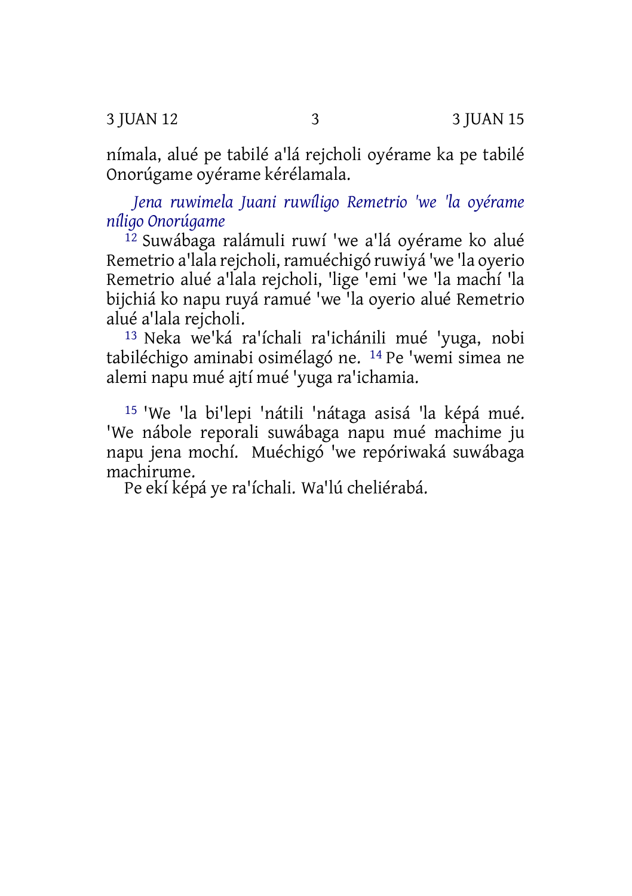nímala, alué pe tabilé a'lá rejcholi oyérame ka pe tabilé Onorúgame oyérame kérélamala.

### *Jena ruwimela Juani ruwíligo Remetrio 'we 'la oyérame níligo Onorúgame*

[12] Suwábaga ralámuli ruwí 'we a'lá oyérame ko alué Remetrio a'lala rejcholi, ramuéchigó ruwiyá 'we 'la oyerio Remetrio alué a'lala rejcholi, 'lige 'emi 'we 'la machí 'la bijchiá ko napu ruyá ramué 'we 'la oyerio alué Remetrio alué a'lala rejcholi.

[13] Neka we'ká ra'íchali ra'ichánili mué 'yuga, nobi tabiléchigo aminabi osimélagó ne. [14] Pe 'wemi simea ne alemi napu mué ajtí mué 'yuga ra'ichamia.

[15] 'We 'la bi'lepi 'nátili 'nátaga asisá 'la képá mué. 'We nábole reporali suwábaga napu mué machime ju napu jena mochí. Muéchigó 'we repóriwaká suwábaga machirume.

Pe ekí képá ye ra'íchali. Wa'lú cheliérabá.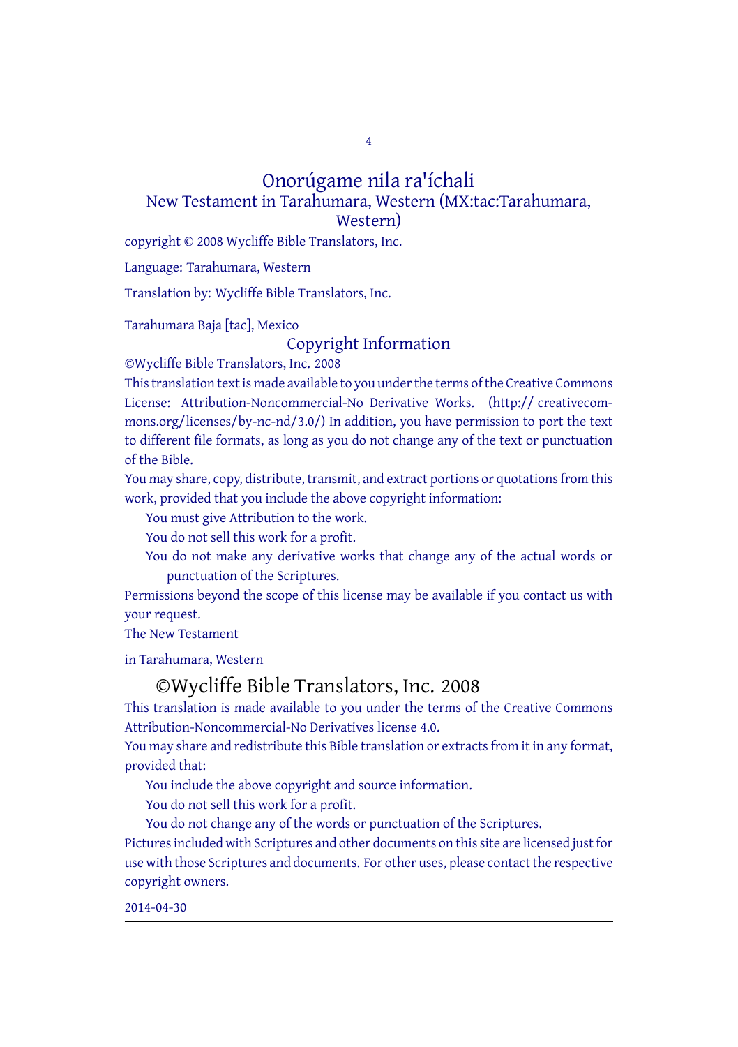# Onorúgame nila ra'íchali

## New Testament in Tarahumara, Western (MX:tac:Tarahumara, Western)

copyright © 2008 Wycliffe Bible Translators, Inc.

Language: Tarahumara, Western

Translation by: Wycliffe Bible Translators, Inc.

Tarahumara Baja [tac], Mexico

## Copyright Information

©Wycliffe Bible Translators, Inc. 2008

This translation text is made available to you under the terms of the Creative Commons License: Attribution-Noncommercial-No Derivative Works. (http:// creativecommons.org/licenses/by-nc-nd/3.0/) In addition, you have permission to port the text to different file formats, as long as you do not change any of the text or punctuation of the Bible.

You may share, copy, distribute, transmit, and extract portions or quotations from this work, provided that you include the above copyright information:

- You must give Attribution to the work.
- You do not sell this work for a profit.
- You do not make any derivative works that change any of the actual words or punctuation of the Scriptures.

Permissions beyond the scope of this license may be available if you contact us with your request.

The New Testament

in Tarahumara, Western

## ©Wycliffe Bible Translators, Inc. 2008

This translation is made available to you under the terms of the Creative Commons Attribution-Noncommercial-No Derivatives license 4.0.

You may share and redistribute this Bible translation or extracts from it in any format, provided that:

- You include the above copyright and source information.
- You do not sell this work for a profit.
- You do not change any of the words or punctuation of the Scriptures.

Pictures included with Scriptures and other documents on this site are licensed just for use with those Scriptures and documents. For other uses, please contact the respective copyright owners.

2014-04-30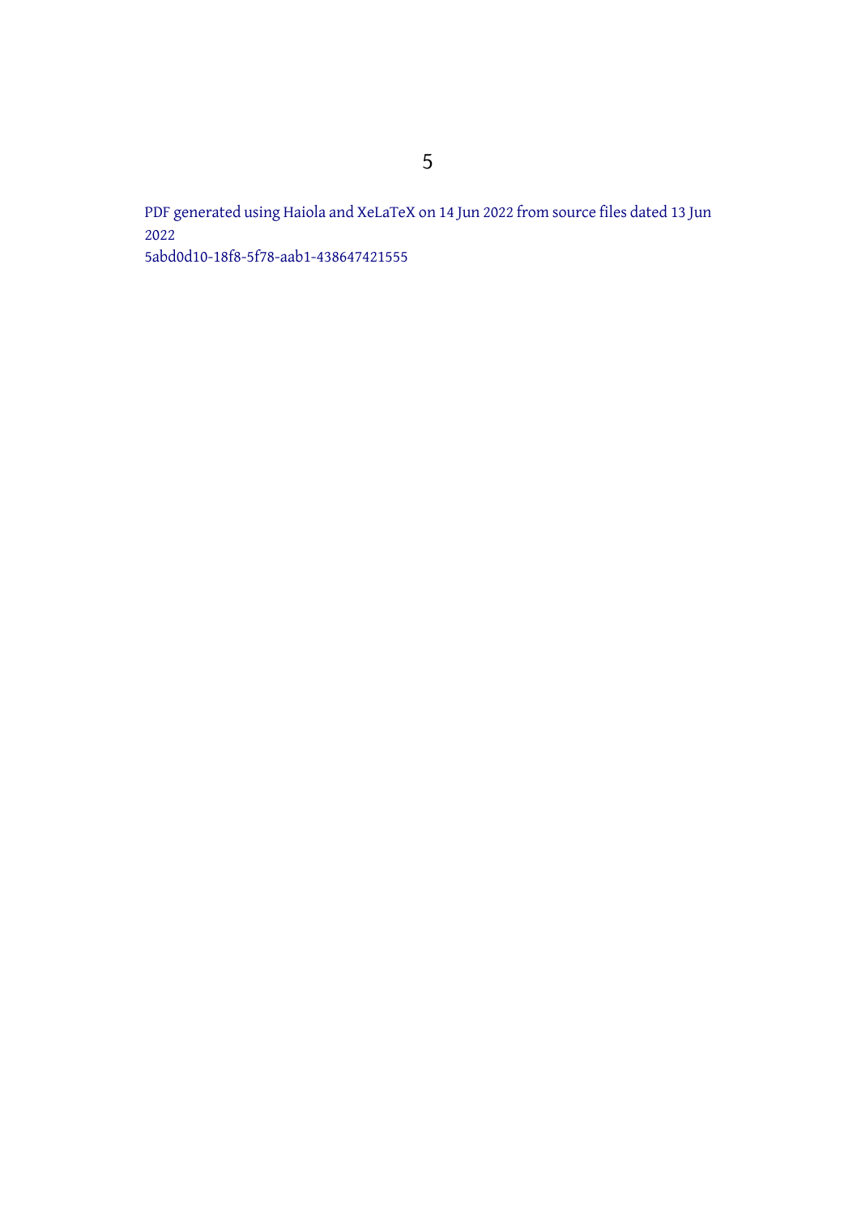PDF generated using Haiola and XeLaTeX on 14 Jun 2022 from source files dated 13 Jun 2022
5abd0d10-18f8-5f78-aab1-438647421555